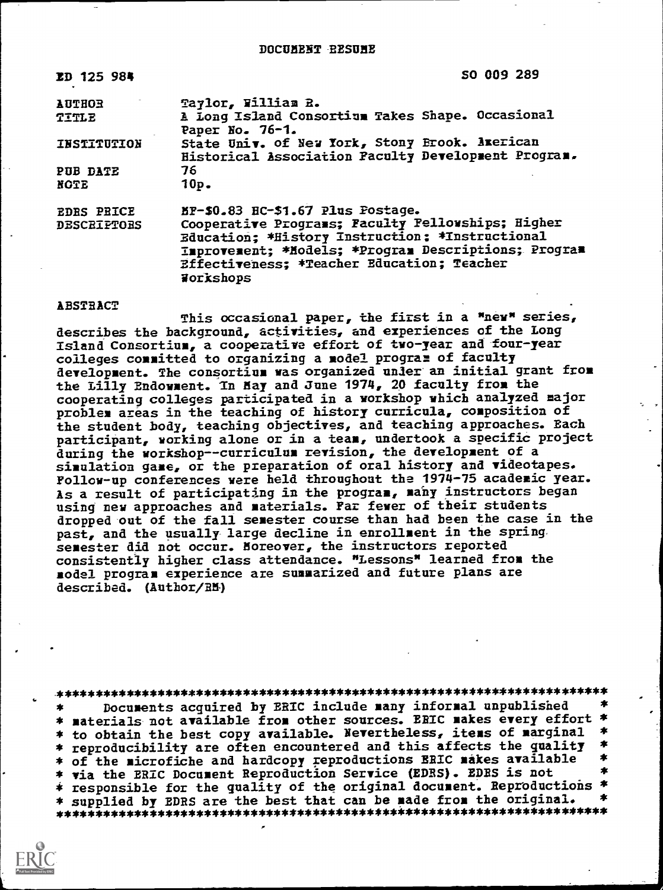DOCUMENT RESUME

| | |
|---|---|
| ED 125 984 | SO 009 289 |
| AUTHOR | Taylor, William R. |
| TITLE | A Long Island Consortium Takes Shape. Occasional Paper No. 76-1. |
| INSTITUTION | State Univ. of New York, Stony Brook. American Historical Association Faculty Development Program. |
| PUB DATE | 76 |
| NOTE | 10p. |
| EDRS PRICE | MF-$0.83 HC-$1.67 Plus Postage. |
| DESCRIPTORS | Cooperative Programs; Faculty Fellowships; Higher Education; *History Instruction; *Instructional Improvement; *Models; *Program Descriptions; Program Effectiveness; *Teacher Education; Teacher Workshops |

ABSTRACT

This occasional paper, the first in a "new" series, describes the background, activities, and experiences of the Long Island Consortium, a cooperative effort of two-year and four-year colleges committed to organizing a model program of faculty development. The consortium was organized under an initial grant from the Lilly Endowment. In May and June 1974, 20 faculty from the cooperating colleges participated in a workshop which analyzed major problem areas in the teaching of history curricula, composition of the student body, teaching objectives, and teaching approaches. Each participant, working alone or in a team, undertook a specific project during the workshop--curriculum revision, the development of a simulation game, or the preparation of oral history and videotapes. Follow-up conferences were held throughout the 1974-75 academic year. As a result of participating in the program, many instructors began using new approaches and materials. Far fewer of their students dropped out of the fall semester course than had been the case in the past, and the usually large decline in enrollment in the spring semester did not occur. Moreover, the instructors reported consistently higher class attendance. "Lessons" learned from the model program experience are summarized and future plans are described. (Author/RM)

***********************************************************************
* Documents acquired by ERIC include many informal unpublished *
* materials not available from other sources. ERIC makes every effort *
* to obtain the best copy available. Nevertheless, items of marginal *
* reproducibility are often encountered and this affects the quality *
* of the microfiche and hardcopy reproductions ERIC makes available *
* via the ERIC Document Reproduction Service (EDRS). EDRS is not *
* responsible for the quality of the original document. Reproductions *
* supplied by EDRS are the best that can be made from the original. *
***********************************************************************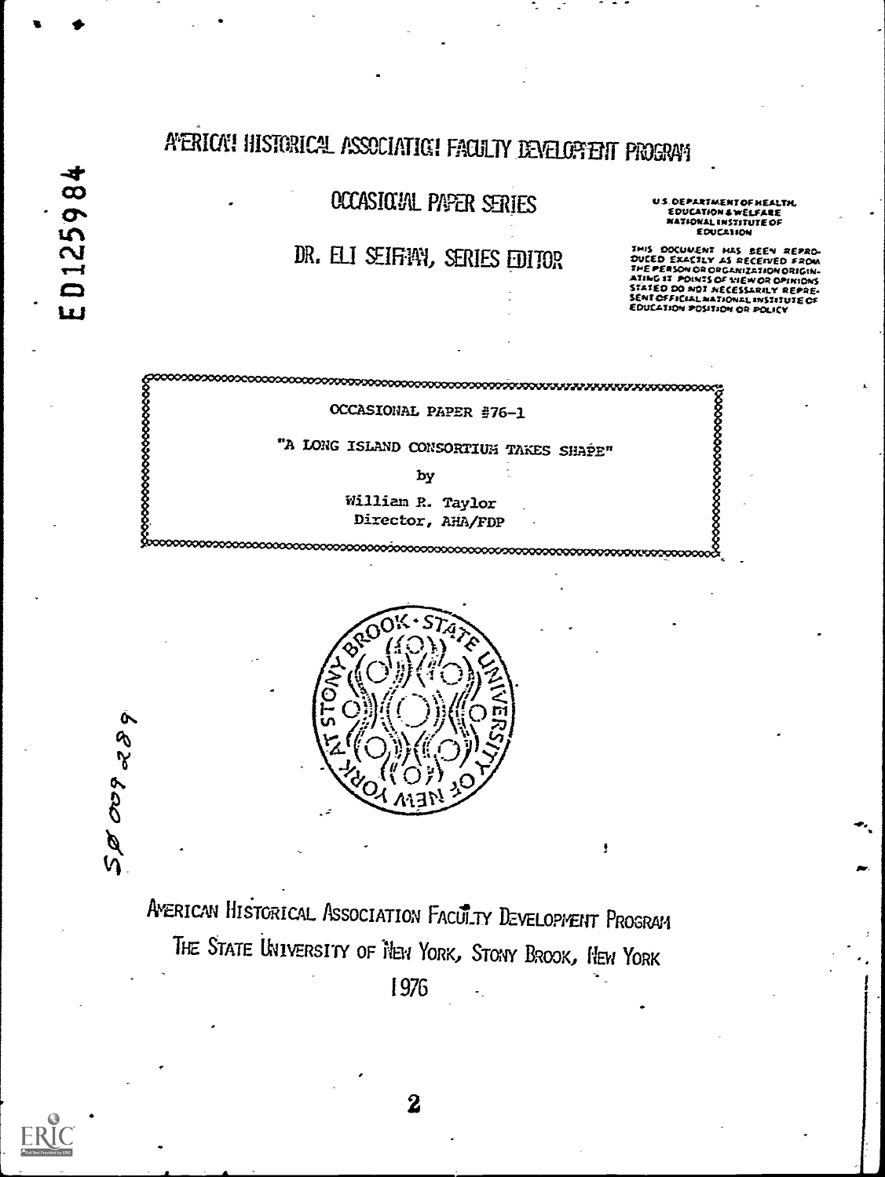# AMERICAN HISTORICAL ASSOCIATION FACULTY DEVELOPMENT PROGRAM

## OCCASIONAL PAPER SERIES

## DR. ELI SEIFMAN, SERIES EDITOR

U.S. DEPARTMENT OF HEALTH, EDUCATION & WELFARE
NATIONAL INSTITUTE OF EDUCATION

THIS DOCUMENT HAS BEEN REPRODUCED EXACTLY AS RECEIVED FROM THE PERSON OR ORGANIZATION ORIGINATING IT. POINTS OF VIEW OR OPINIONS STATED DO NOT NECESSARILY REPRESENT OFFICIAL NATIONAL INSTITUTE OF EDUCATION POSITION OR POLICY

ED125984

OCCASIONAL PAPER #76-1

"A LONG ISLAND CONSORTIUM TAKES SHAPE"

by

William R. Taylor
Director, AHA/FDP

STONY BROOK · STATE UNIVERSITY OF NEW YORK

SO 009 289

AMERICAN HISTORICAL ASSOCIATION FACULTY DEVELOPMENT PROGRAM
THE STATE UNIVERSITY OF NEW YORK, STONY BROOK, NEW YORK
1976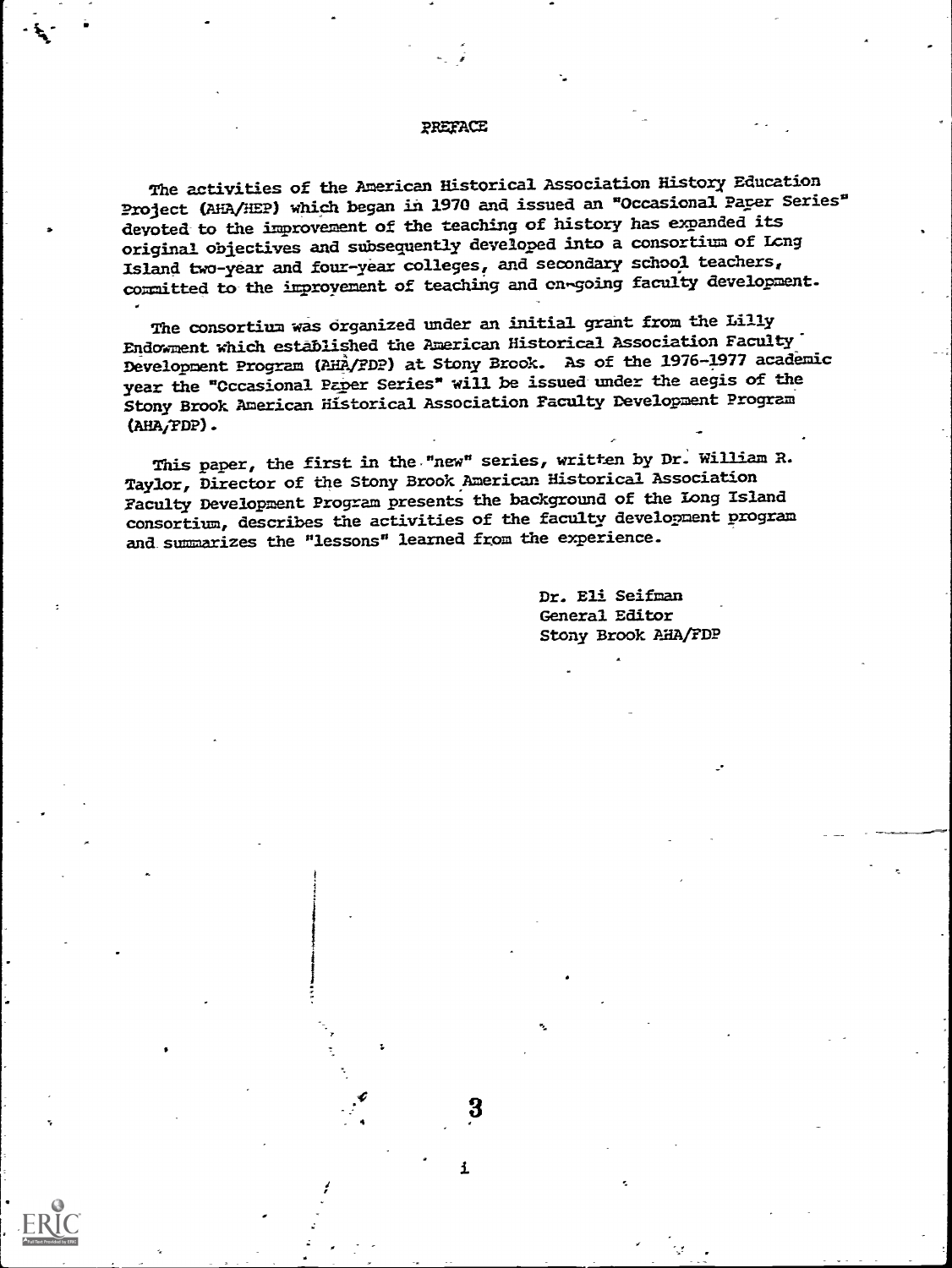# PREFACE

The activities of the American Historical Association History Education Project (AHA/HEP) which began in 1970 and issued an "Occasional Paper Series" devoted to the improvement of the teaching of history has expanded its original objectives and subsequently developed into a consortium of Long Island two-year and four-year colleges, and secondary school teachers, committed to the improvement of teaching and on-going faculty development.

The consortium was organized under an initial grant from the Lilly Endowment which established the American Historical Association Faculty Development Program (AHA/FDP) at Stony Brook. As of the 1976-1977 academic year the "Occasional Paper Series" will be issued under the aegis of the Stony Brook American Historical Association Faculty Development Program (AHA/FDP).

This paper, the first in the "new" series, written by Dr. William R. Taylor, Director of the Stony Brook American Historical Association Faculty Development Program presents the background of the Long Island consortium, describes the activities of the faculty development program and summarizes the "lessons" learned from the experience.

Dr. Eli Seifman
General Editor
Stony Brook AHA/FDP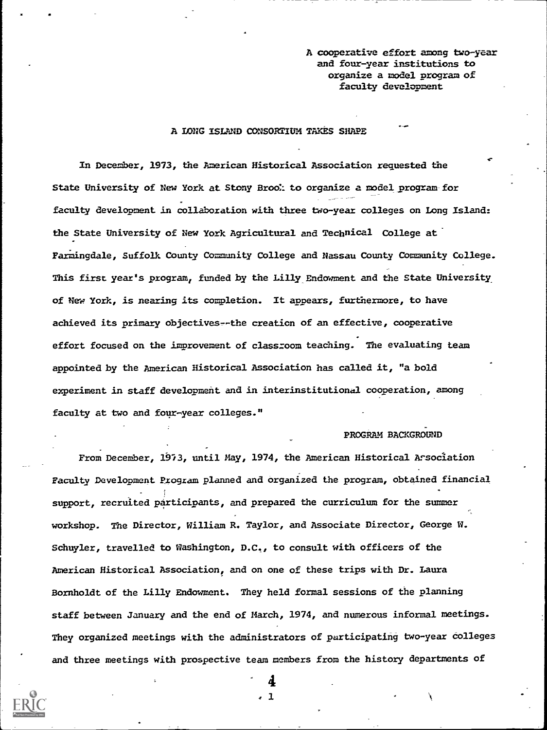A cooperative effort among two-year and four-year institutions to organize a model program of faculty development

## A LONG ISLAND CONSORTIUM TAKES SHAPE

In December, 1973, the American Historical Association requested the State University of New York at Stony Brook to organize a model program for faculty development in collaboration with three two-year colleges on Long Island: the State University of New York Agricultural and Technical College at Farmingdale, Suffolk County Community College and Nassau County Community College. This first year's program, funded by the Lilly Endowment and the State University of New York, is nearing its completion. It appears, furthermore, to have achieved its primary objectives--the creation of an effective, cooperative effort focused on the improvement of classroom teaching. The evaluating team appointed by the American Historical Association has called it, "a bold experiment in staff development and in interinstitutional cooperation, among faculty at two and four-year colleges."

### PROGRAM BACKGROUND

From December, 1973, until May, 1974, the American Historical Association Faculty Development Program planned and organized the program, obtained financial support, recruited participants, and prepared the curriculum for the summer workshop. The Director, William R. Taylor, and Associate Director, George W. Schuyler, travelled to Washington, D.C., to consult with officers of the American Historical Association, and on one of these trips with Dr. Laura Bornholdt of the Lilly Endowment. They held formal sessions of the planning staff between January and the end of March, 1974, and numerous informal meetings. They organized meetings with the administrators of participating two-year colleges and three meetings with prospective team members from the history departments of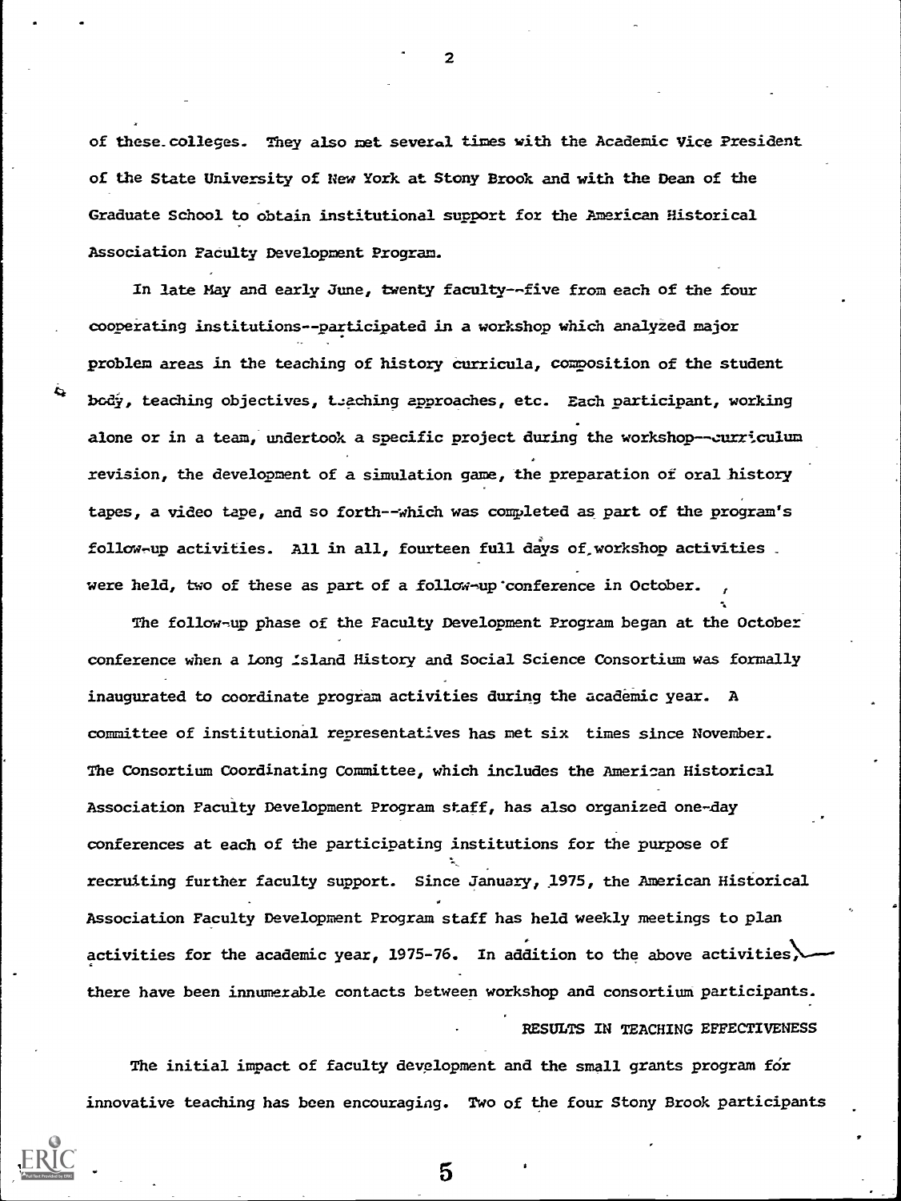of these colleges. They also met several times with the Academic Vice President of the State University of New York at Stony Brook and with the Dean of the Graduate School to obtain institutional support for the American Historical Association Faculty Development Program.

In late May and early June, twenty faculty--five from each of the four cooperating institutions--participated in a workshop which analyzed major problem areas in the teaching of history curricula, composition of the student body, teaching objectives, teaching approaches, etc. Each participant, working alone or in a team, undertook a specific project during the workshop--curriculum revision, the development of a simulation game, the preparation of oral history tapes, a video tape, and so forth--which was completed as part of the program's follow-up activities. All in all, fourteen full days of workshop activities were held, two of these as part of a follow-up conference in October.

The follow-up phase of the Faculty Development Program began at the October conference when a Long Island History and Social Science Consortium was formally inaugurated to coordinate program activities during the academic year. A committee of institutional representatives has met six times since November. The Consortium Coordinating Committee, which includes the American Historical Association Faculty Development Program staff, has also organized one-day conferences at each of the participating institutions for the purpose of recruiting further faculty support. Since January, 1975, the American Historical Association Faculty Development Program staff has held weekly meetings to plan activities for the academic year, 1975-76. In addition to the above activities, there have been innumerable contacts between workshop and consortium participants.

## RESULTS IN TEACHING EFFECTIVENESS

The initial impact of faculty development and the small grants program for innovative teaching has been encouraging. Two of the four Stony Brook participants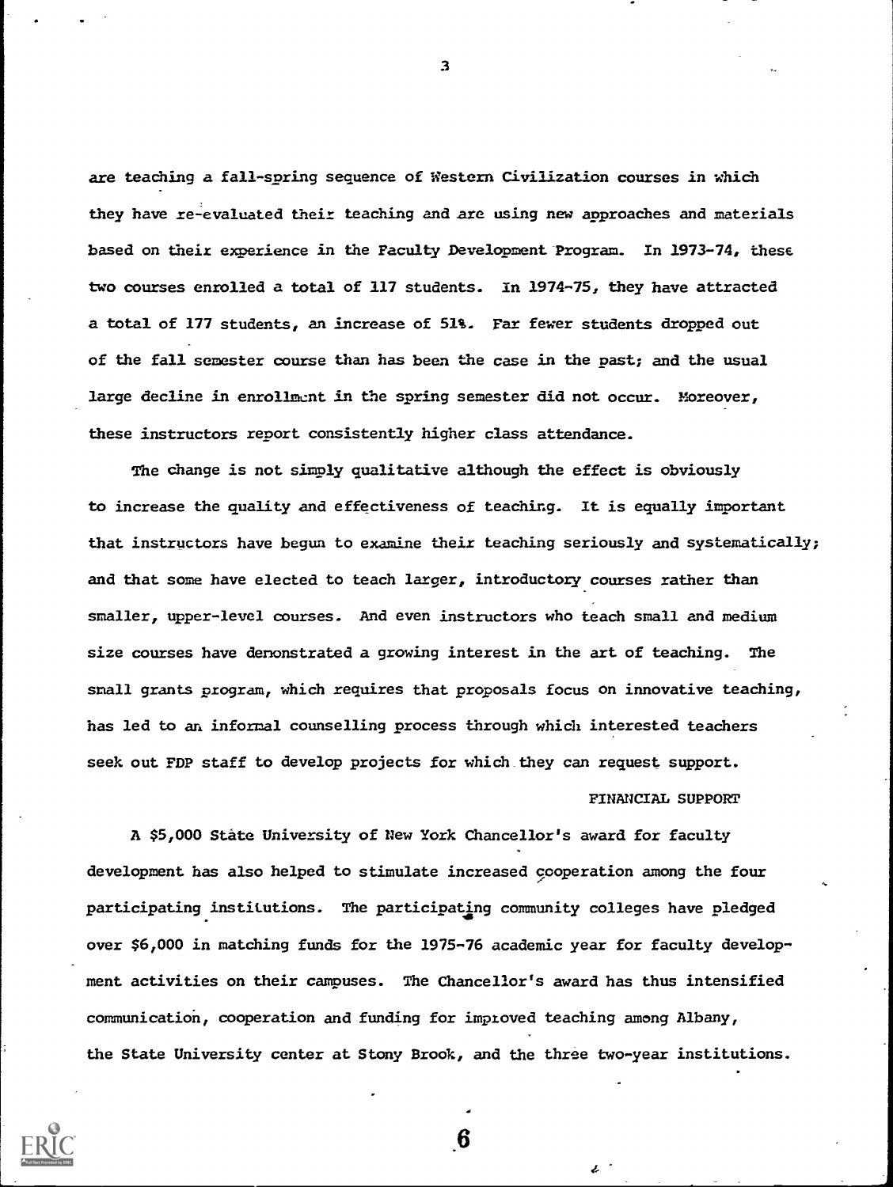are teaching a fall-spring sequence of Western Civilization courses in which they have re-evaluated their teaching and are using new approaches and materials based on their experience in the Faculty Development Program. In 1973-74, these two courses enrolled a total of 117 students. In 1974-75, they have attracted a total of 177 students, an increase of 51%. Far fewer students dropped out of the fall semester course than has been the case in the past; and the usual large decline in enrollment in the spring semester did not occur. Moreover, these instructors report consistently higher class attendance.

The change is not simply qualitative although the effect is obviously to increase the quality and effectiveness of teaching. It is equally important that instructors have begun to examine their teaching seriously and systematically; and that some have elected to teach larger, introductory courses rather than smaller, upper-level courses. And even instructors who teach small and medium size courses have demonstrated a growing interest in the art of teaching. The small grants program, which requires that proposals focus on innovative teaching, has led to an informal counselling process through which interested teachers seek out FDP staff to develop projects for which they can request support.

## FINANCIAL SUPPORT

A $5,000 State University of New York Chancellor's award for faculty development has also helped to stimulate increased cooperation among the four participating institutions. The participating community colleges have pledged over $6,000 in matching funds for the 1975-76 academic year for faculty development activities on their campuses. The Chancellor's award has thus intensified communication, cooperation and funding for improved teaching among Albany, the State University center at Stony Brook, and the three two-year institutions.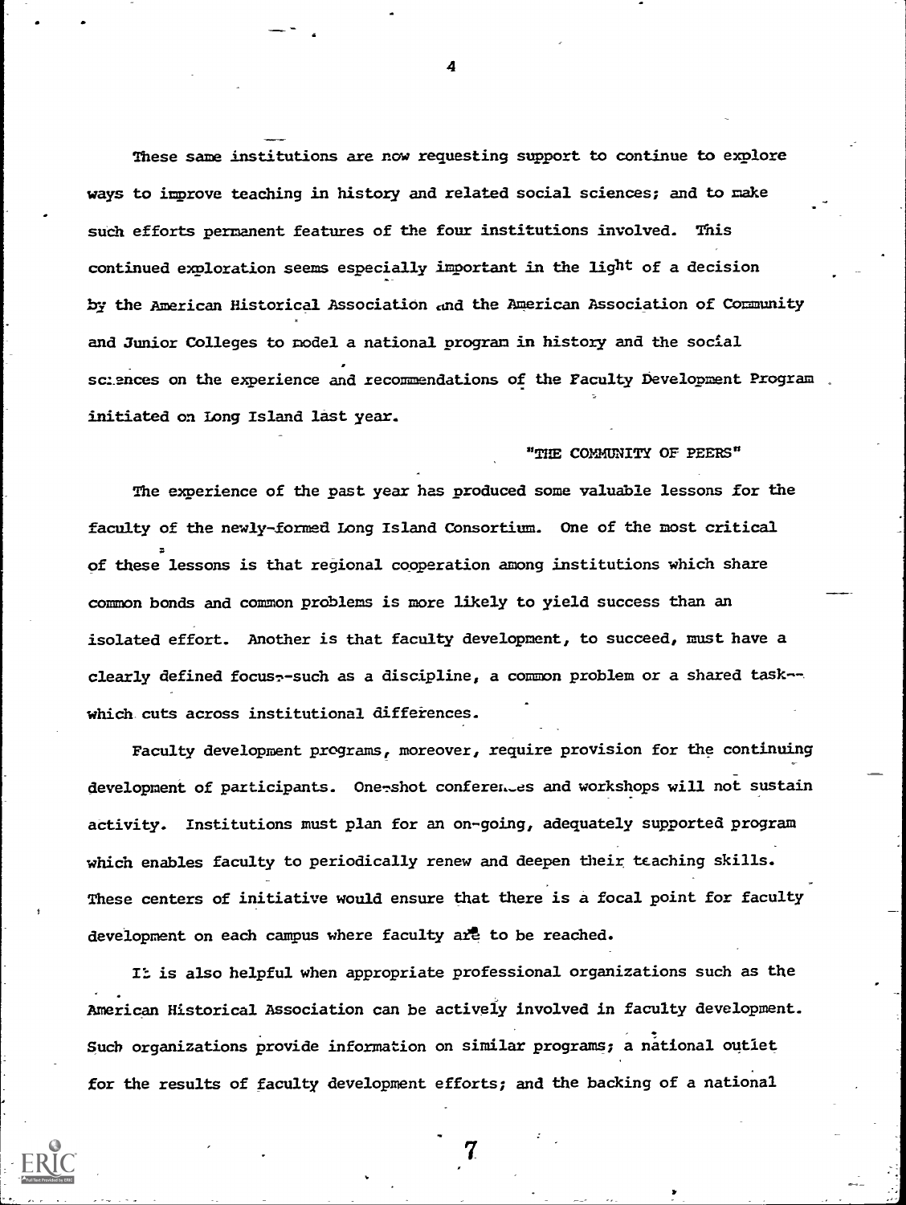These same institutions are now requesting support to continue to explore ways to improve teaching in history and related social sciences; and to make such efforts permanent features of the four institutions involved. This continued exploration seems especially important in the light of a decision by the American Historical Association and the American Association of Community and Junior Colleges to model a national program in history and the social sciences on the experience and recommendations of the Faculty Development Program initiated on Long Island last year.

## "THE COMMUNITY OF PEERS"

The experience of the past year has produced some valuable lessons for the faculty of the newly-formed Long Island Consortium. One of the most critical of these lessons is that regional cooperation among institutions which share common bonds and common problems is more likely to yield success than an isolated effort. Another is that faculty development, to succeed, must have a clearly defined focus--such as a discipline, a common problem or a shared task--which cuts across institutional differences.

Faculty development programs, moreover, require provision for the continuing development of participants. One-shot conferences and workshops will not sustain activity. Institutions must plan for an on-going, adequately supported program which enables faculty to periodically renew and deepen their teaching skills. These centers of initiative would ensure that there is a focal point for faculty development on each campus where faculty are to be reached.

It is also helpful when appropriate professional organizations such as the American Historical Association can be actively involved in faculty development. Such organizations provide information on similar programs; a national outlet for the results of faculty development efforts; and the backing of a national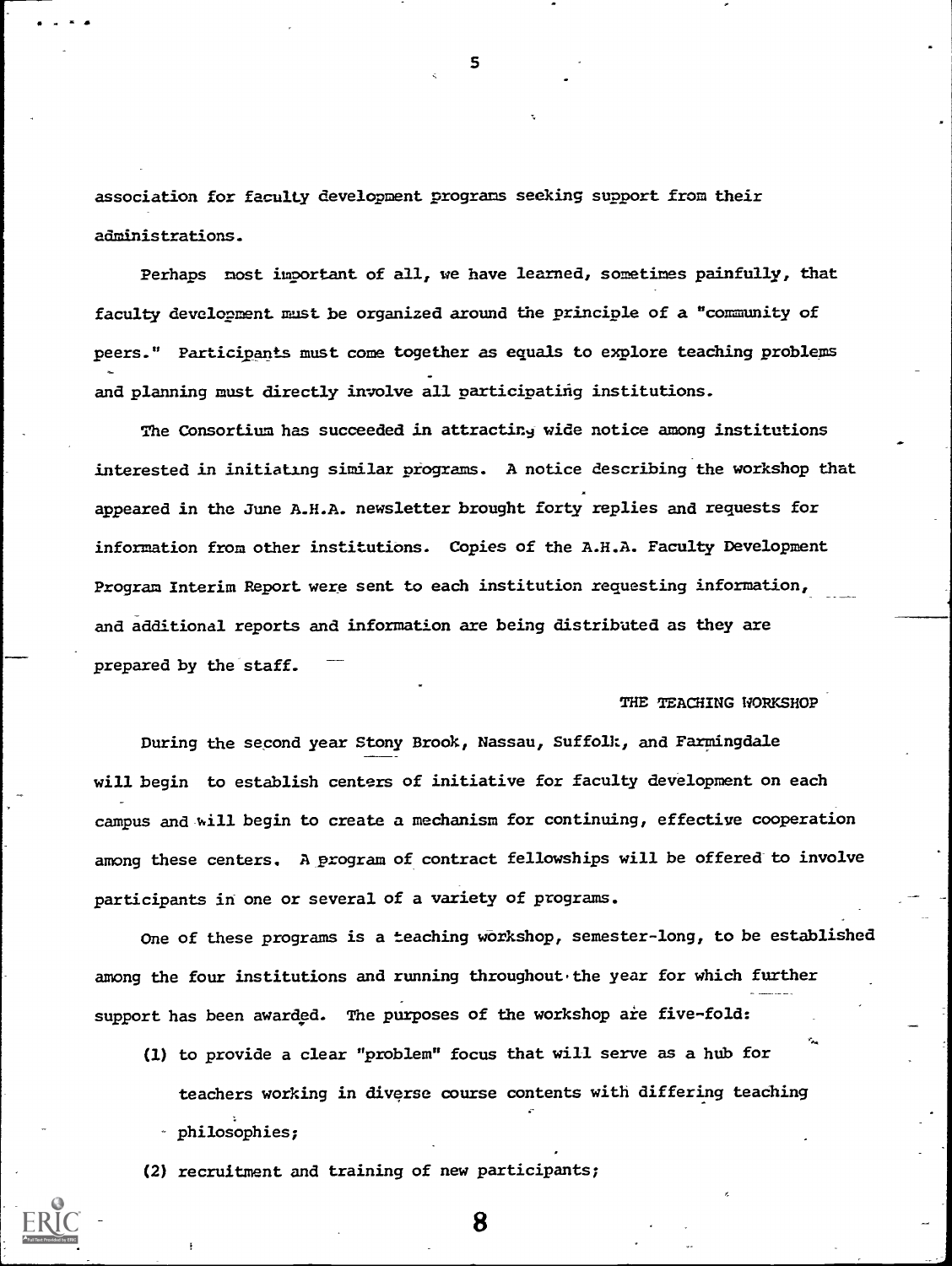association for faculty development programs seeking support from their administrations.

Perhaps most important of all, we have learned, sometimes painfully, that faculty development must be organized around the principle of a "community of peers." Participants must come together as equals to explore teaching problems and planning must directly involve all participating institutions.

The Consortium has succeeded in attracting wide notice among institutions interested in initiating similar programs. A notice describing the workshop that appeared in the June A.H.A. newsletter brought forty replies and requests for information from other institutions. Copies of the A.H.A. Faculty Development Program Interim Report were sent to each institution requesting information, and additional reports and information are being distributed as they are prepared by the staff.

## THE TEACHING WORKSHOP

During the second year Stony Brook, Nassau, Suffolk, and Farmingdale will begin to establish centers of initiative for faculty development on each campus and will begin to create a mechanism for continuing, effective cooperation among these centers. A program of contract fellowships will be offered to involve participants in one or several of a variety of programs.

One of these programs is a teaching workshop, semester-long, to be established among the four institutions and running throughout the year for which further support has been awarded. The purposes of the workshop are five-fold:

(1) to provide a clear "problem" focus that will serve as a hub for teachers working in diverse course contents with differing teaching philosophies;

(2) recruitment and training of new participants;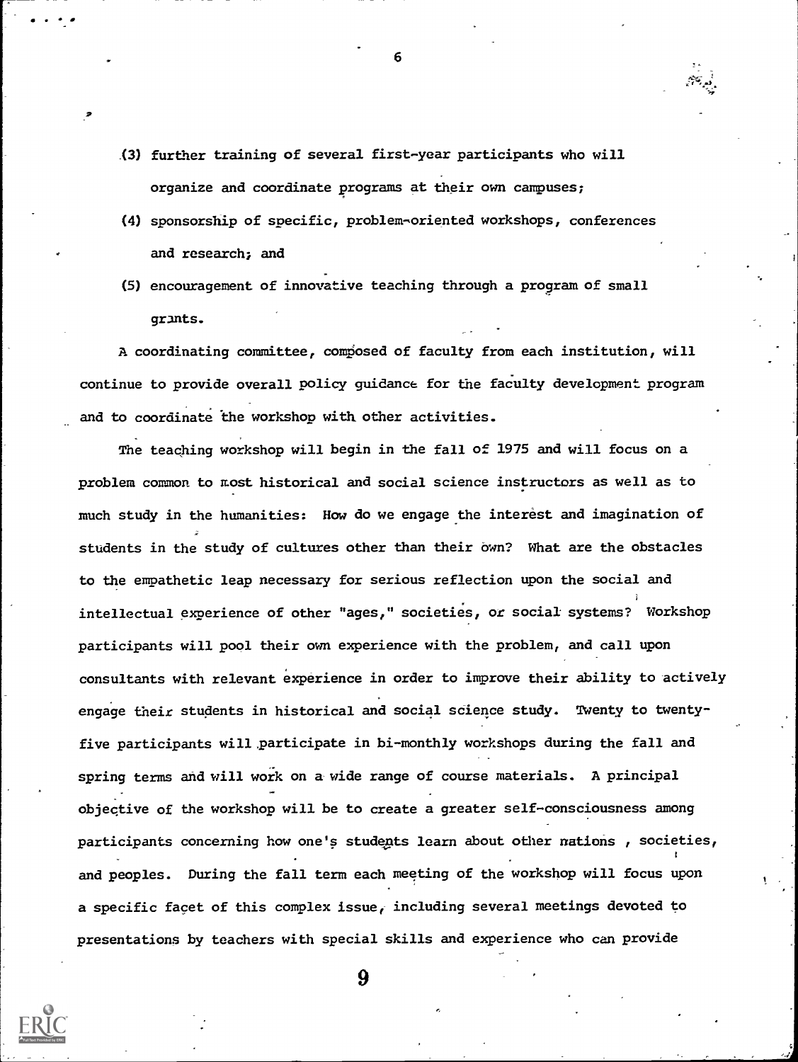(3) further training of several first-year participants who will organize and coordinate programs at their own campuses;

(4) sponsorship of specific, problem-oriented workshops, conferences and research; and

(5) encouragement of innovative teaching through a program of small grants.

A coordinating committee, composed of faculty from each institution, will continue to provide overall policy guidance for the faculty development program and to coordinate the workshop with other activities.

The teaching workshop will begin in the fall of 1975 and will focus on a problem common to most historical and social science instructors as well as to much study in the humanities: How do we engage the interest and imagination of students in the study of cultures other than their own? What are the obstacles to the empathetic leap necessary for serious reflection upon the social and intellectual experience of other "ages," societies, or social systems? Workshop participants will pool their own experience with the problem, and call upon consultants with relevant experience in order to improve their ability to actively engage their students in historical and social science study. Twenty to twenty-five participants will participate in bi-monthly workshops during the fall and spring terms and will work on a wide range of course materials. A principal objective of the workshop will be to create a greater self-consciousness among participants concerning how one's students learn about other nations , societies, and peoples. During the fall term each meeting of the workshop will focus upon a specific facet of this complex issue, including several meetings devoted to presentations by teachers with special skills and experience who can provide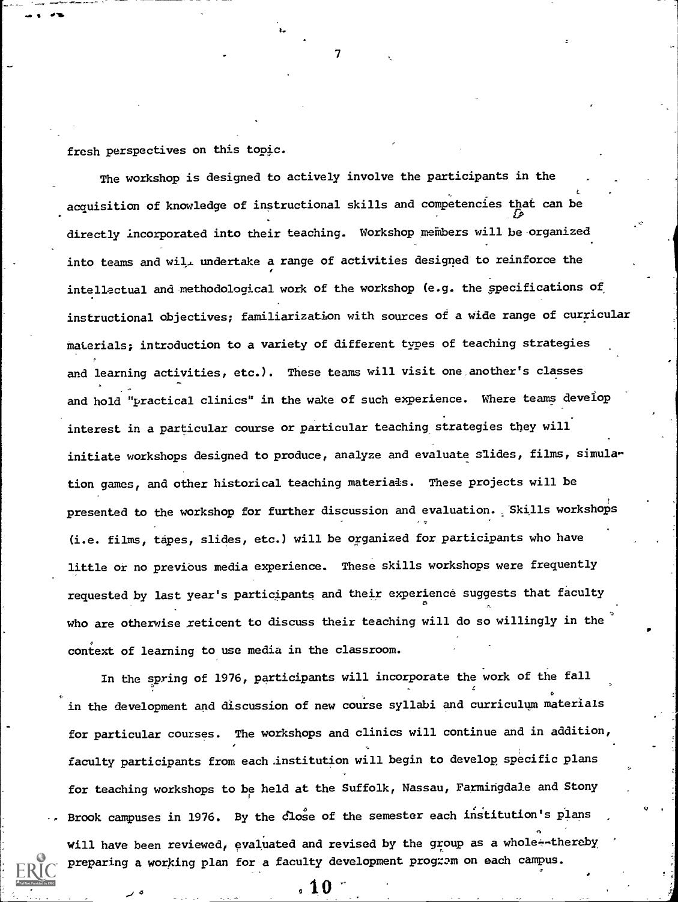fresh perspectives on this topic.

The workshop is designed to actively involve the participants in the acquisition of knowledge of instructional skills and competencies that can be directly incorporated into their teaching. Workshop members will be organized into teams and will undertake a range of activities designed to reinforce the intellectual and methodological work of the workshop (e.g. the specifications of instructional objectives; familiarization with sources of a wide range of curricular materials; introduction to a variety of different types of teaching strategies and learning activities, etc.). These teams will visit one another's classes and hold "practical clinics" in the wake of such experience. Where teams develop interest in a particular course or particular teaching strategies they will initiate workshops designed to produce, analyze and evaluate slides, films, simulation games, and other historical teaching materials. These projects will be presented to the workshop for further discussion and evaluation. Skills workshops (i.e. films, tapes, slides, etc.) will be organized for participants who have little or no previous media experience. These skills workshops were frequently requested by last year's participants and their experience suggests that faculty who are otherwise reticent to discuss their teaching will do so willingly in the context of learning to use media in the classroom.

In the spring of 1976, participants will incorporate the work of the fall in the development and discussion of new course syllabi and curriculum materials for particular courses. The workshops and clinics will continue and in addition, faculty participants from each institution will begin to develop specific plans for teaching workshops to be held at the Suffolk, Nassau, Farmingdale and Stony Brook campuses in 1976. By the close of the semester each institution's plans will have been reviewed, evaluated and revised by the group as a whole--thereby preparing a working plan for a faculty development program on each campus.